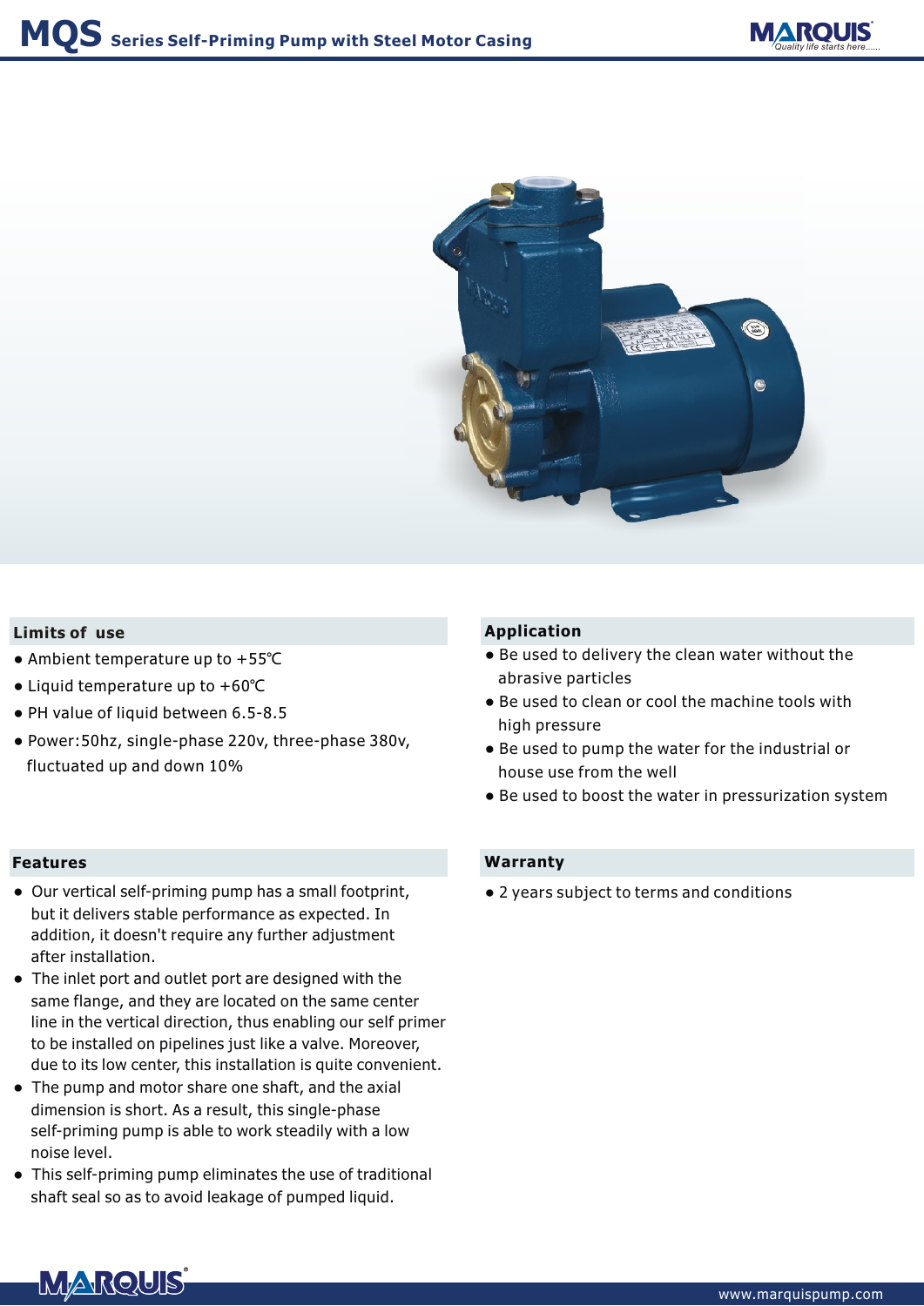# MQS Series Self-Priming Pump with Steel Motor Casing

## Limits of use

- Ambient temperature up to +55℃
- Liquid temperature up to +60℃
- PH value of liquid between 6.5-8.5
- Power:50hz, single-phase 220v, three-phase 380v, fluctuated up and down 10%

## Features

- Our vertical self-priming pump has a small footprint, but it delivers stable performance as expected. In addition, it doesn't require any further adjustment after installation.
- The inlet port and outlet port are designed with the same flange, and they are located on the same center line in the vertical direction, thus enabling our self primer to be installed on pipelines just like a valve. Moreover, due to its low center, this installation is quite convenient.
- The pump and motor share one shaft, and the axial dimension is short. As a result, this single-phase self-priming pump is able to work steadily with a low noise level.
- This self-priming pump eliminates the use of traditional shaft seal so as to avoid leakage of pumped liquid.

## Application

- Be used to delivery the clean water without the abrasive particles
- Be used to clean or cool the machine tools with high pressure
- Be used to pump the water for the industrial or house use from the well
- Be used to boost the water in pressurization system

## Warranty

- 2 years subject to terms and conditions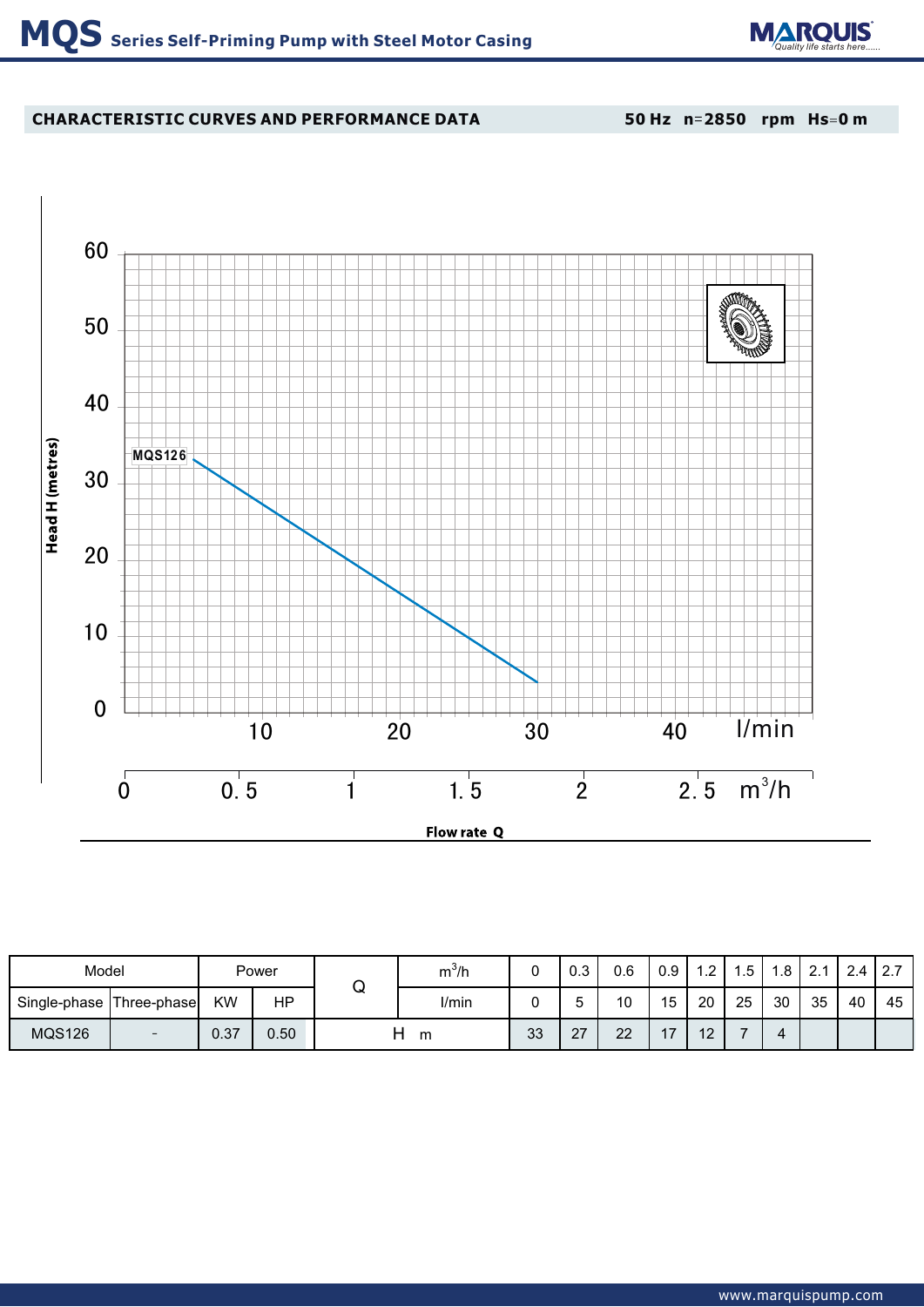# MQS Series Self-Priming Pump with Steel Motor Casing

## CHARACTERISTIC CURVES AND PERFORMANCE DATA

50 Hz n=2850 rpm Hs=0 m

| Model | | Power | | Q | $m^3/h$ | 0 | 0.3 | 0.6 | 0.9 | 1.2 | 1.5 | 1.8 | 2.1 | 2.4 | 2.7 |
|---|---|---|---|---|---|---|---|---|---|---|---|---|---|---|---|
| Single-phase | Three-phase | KW | HP | | l/min | 0 | 5 | 10 | 15 | 20 | 25 | 30 | 35 | 40 | 45 |
| MQS126 | - | 0.37 | 0.50 | H m | | 33 | 27 | 22 | 17 | 12 | 7 | 4 | | | |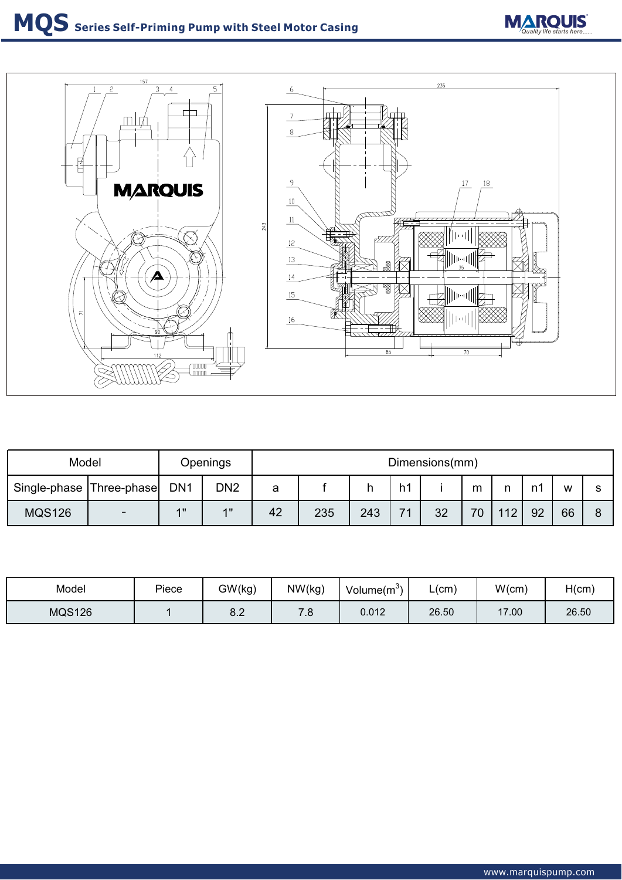# MQS Series Self-Priming Pump with Steel Motor Casing

| Model | | Openings | | Dimensions(mm) | | | | | | | | | |
|---|---|---|---|---|---|---|---|---|---|---|---|---|---|
| Single-phase | Three-phase | DN1 | DN2 | a | f | h | h1 | i | m | n | n1 | w | s |
| MQS126 | - | 1" | 1" | 42 | 235 | 243 | 71 | 32 | 70 | 112 | 92 | 66 | 8 |

| Model | Piece | GW(kg) | NW(kg) | Volume($m^3$) | L(cm) | W(cm) | H(cm) |
|---|---|---|---|---|---|---|---|
| MQS126 | 1 | 8.2 | 7.8 | 0.012 | 26.50 | 17.00 | 26.50 |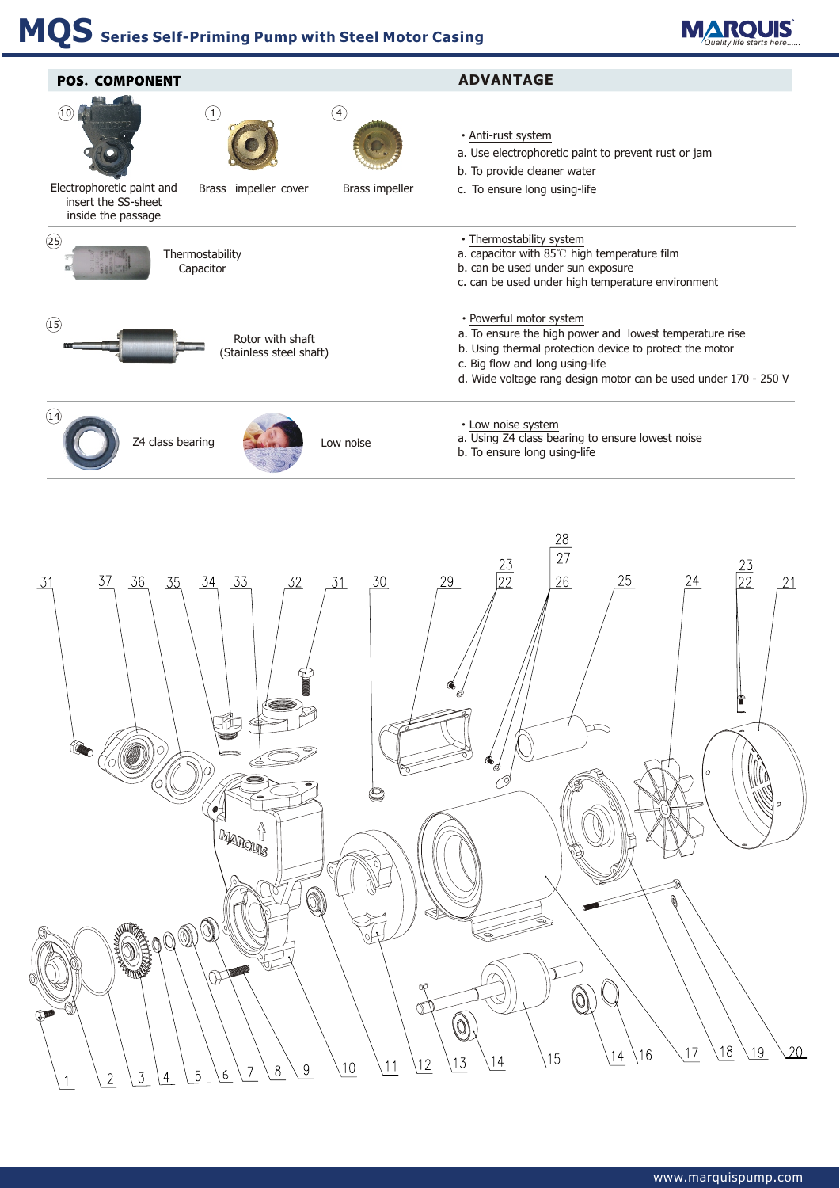# MQS Series Self-Priming Pump with Steel Motor Casing

| POS. COMPONENT | | | ADVANTAGE |
|---|---|---|---|
| (10) Electrophoretic paint and insert the SS-sheet inside the passage | (1) Brass impeller cover | (4) Brass impeller | • Anti-rust system<br>a. Use electrophoretic paint to prevent rust or jam<br>b. To provide cleaner water<br>c. To ensure long using-life |
| (25) Thermostability Capacitor | | | • Thermostability system<br>a. capacitor with 85℃ high temperature film<br>b. can be used under sun exposure<br>c. can be used under high temperature environment |
| (15) Rotor with shaft (Stainless steel shaft) | | | • Powerful motor system<br>a. To ensure the high power and lowest temperature rise<br>b. Using thermal protection device to protect the motor<br>c. Big flow and long using-life<br>d. Wide voltage rang design motor can be used under 170 - 250 V |
| (14) Z4 class bearing | Low noise | | • Low noise system<br>a. Using Z4 class bearing to ensure lowest noise<br>b. To ensure long using-life |

31 37 36 35 34 33 32 31 30 29 23 22 28 27 26 25 24 23 22 21

MARQUIS

1 2 3 4 5 6 7 8 9 10 11 12 13 14 15 14 16 17 18 19 20